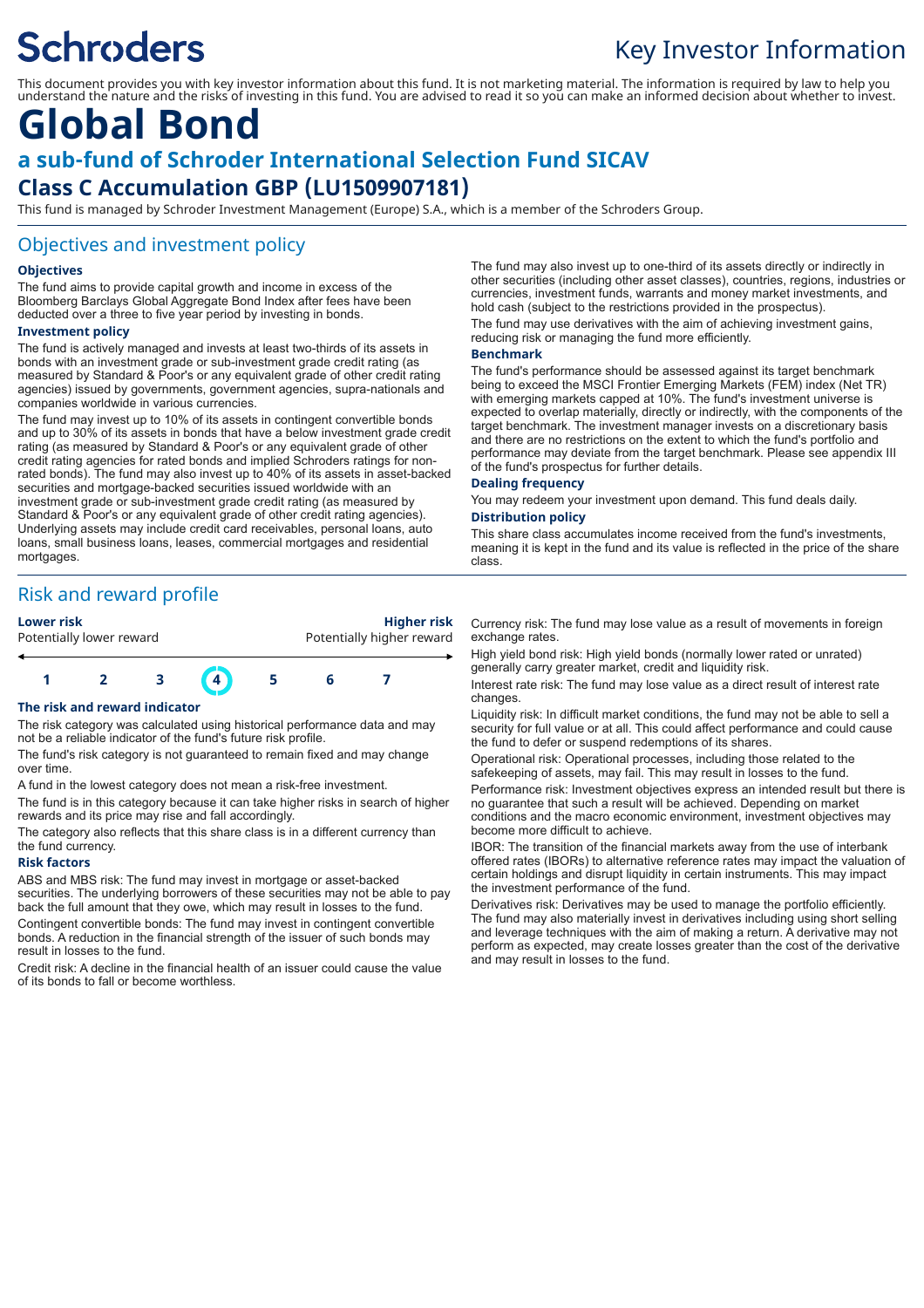Schroders

# Key Investor Information

This document provides you with key investor information about this fund. It is not marketing material. The information is required by law to help you understand the nature and the risks of investing in this fund. You are advised to read it so you can make an informed decision about whether to invest.

# Global Bond

## a sub-fund of Schroder International Selection Fund SICAV

## Class C Accumulation GBP (LU1509907181)

This fund is managed by Schroder Investment Management (Europe) S.A., which is a member of the Schroders Group.

## Objectives and investment policy

### Objectives

The fund aims to provide capital growth and income in excess of the Bloomberg Barclays Global Aggregate Bond Index after fees have been deducted over a three to five year period by investing in bonds.

### Investment policy

The fund is actively managed and invests at least two-thirds of its assets in bonds with an investment grade or sub-investment grade credit rating (as measured by Standard & Poor's or any equivalent grade of other credit rating agencies) issued by governments, government agencies, supra-nationals and companies worldwide in various currencies.

The fund may invest up to 10% of its assets in contingent convertible bonds and up to 30% of its assets in bonds that have a below investment grade credit rating (as measured by Standard & Poor's or any equivalent grade of other credit rating agencies for rated bonds and implied Schroders ratings for non-rated bonds). The fund may also invest up to 40% of its assets in asset-backed securities and mortgage-backed securities issued worldwide with an investment grade or sub-investment grade credit rating (as measured by Standard & Poor's or any equivalent grade of other credit rating agencies). Underlying assets may include credit card receivables, personal loans, auto loans, small business loans, leases, commercial mortgages and residential mortgages.

The fund may also invest up to one-third of its assets directly or indirectly in other securities (including other asset classes), countries, regions, industries or currencies, investment funds, warrants and money market investments, and hold cash (subject to the restrictions provided in the prospectus).

The fund may use derivatives with the aim of achieving investment gains, reducing risk or managing the fund more efficiently.

### Benchmark

The fund's performance should be assessed against its target benchmark being to exceed the MSCI Frontier Emerging Markets (FEM) index (Net TR) with emerging markets capped at 10%. The fund's investment universe is expected to overlap materially, directly or indirectly, with the components of the target benchmark. The investment manager invests on a discretionary basis and there are no restrictions on the extent to which the fund's portfolio and performance may deviate from the target benchmark. Please see appendix III of the fund's prospectus for further details.

### Dealing frequency

You may redeem your investment upon demand. This fund deals daily.

### Distribution policy

This share class accumulates income received from the fund's investments, meaning it is kept in the fund and its value is reflected in the price of the share class.

## Risk and reward profile

| Lower risk<br>Potentially lower reward | | | | | | Higher risk<br>Potentially higher reward |
|---|---|---|---|---|---|---|
| 1 | 2 | 3 | **4** | 5 | 6 | 7 |

### The risk and reward indicator

The risk category was calculated using historical performance data and may not be a reliable indicator of the fund's future risk profile.

The fund's risk category is not guaranteed to remain fixed and may change over time.

A fund in the lowest category does not mean a risk-free investment.

The fund is in this category because it can take higher risks in search of higher rewards and its price may rise and fall accordingly.

The category also reflects that this share class is in a different currency than the fund currency.

### Risk factors

ABS and MBS risk: The fund may invest in mortgage or asset-backed securities. The underlying borrowers of these securities may not be able to pay back the full amount that they owe, which may result in losses to the fund.

Contingent convertible bonds: The fund may invest in contingent convertible bonds. A reduction in the financial strength of the issuer of such bonds may result in losses to the fund.

Credit risk: A decline in the financial health of an issuer could cause the value of its bonds to fall or become worthless.

Currency risk: The fund may lose value as a result of movements in foreign exchange rates.

High yield bond risk: High yield bonds (normally lower rated or unrated) generally carry greater market, credit and liquidity risk.

Interest rate risk: The fund may lose value as a direct result of interest rate changes.

Liquidity risk: In difficult market conditions, the fund may not be able to sell a security for full value or at all. This could affect performance and could cause the fund to defer or suspend redemptions of its shares.

Operational risk: Operational processes, including those related to the safekeeping of assets, may fail. This may result in losses to the fund.

Performance risk: Investment objectives express an intended result but there is no guarantee that such a result will be achieved. Depending on market conditions and the macro economic environment, investment objectives may become more difficult to achieve.

IBOR: The transition of the financial markets away from the use of interbank offered rates (IBORs) to alternative reference rates may impact the valuation of certain holdings and disrupt liquidity in certain instruments. This may impact the investment performance of the fund.

Derivatives risk: Derivatives may be used to manage the portfolio efficiently. The fund may also materially invest in derivatives including using short selling and leverage techniques with the aim of making a return. A derivative may not perform as expected, may create losses greater than the cost of the derivative and may result in losses to the fund.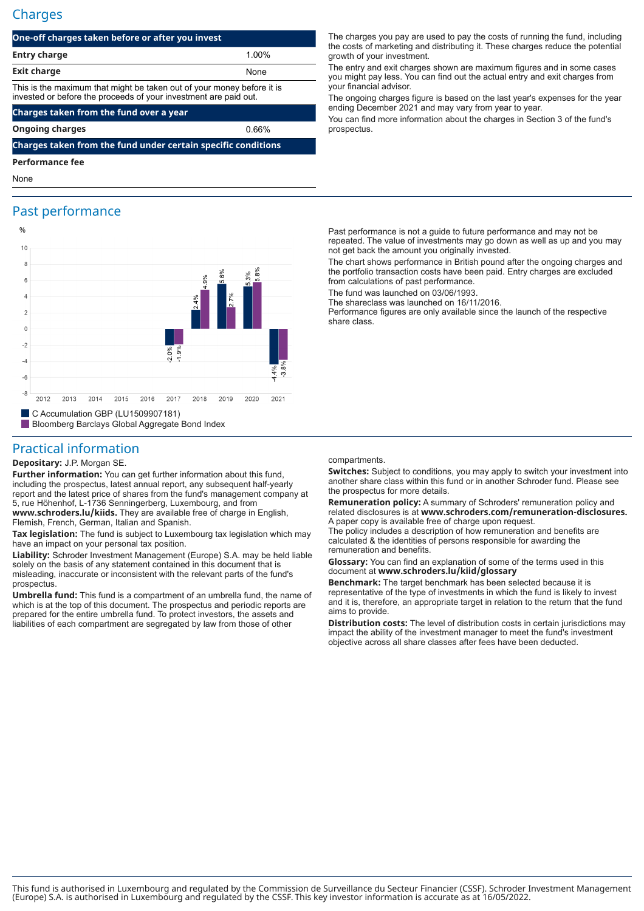## Charges

| One-off charges taken before or after you invest | |
|---|---|
| **Entry charge** | 1.00% |
| **Exit charge** | None |
| This is the maximum that might be taken out of your money before it is invested or before the proceeds of your investment are paid out. | |
| **Charges taken from the fund over a year** | |
| **Ongoing charges** | 0.66% |
| **Charges taken from the fund under certain specific conditions** | |
| **Performance fee** | |
| None | |

The charges you pay are used to pay the costs of running the fund, including the costs of marketing and distributing it. These charges reduce the potential growth of your investment.

The entry and exit charges shown are maximum figures and in some cases you might pay less. You can find out the actual entry and exit charges from your financial advisor.

The ongoing charges figure is based on the last year's expenses for the year ending December 2021 and may vary from year to year.

You can find more information about the charges in Section 3 of the fund's prospectus.

## Past performance

%

10
8
6
4
2
0
-2
-4
-6
-8

2012 2013 2014 2015 2016 2017 2018 2019 2020 2021

-2.0% -1.9%
2.4% 4.9%
5.6% 2.7%
5.3% 5.8%
-4.4% -3.8%

C Accumulation GBP (LU1509907181)
Bloomberg Barclays Global Aggregate Bond Index

Past performance is not a guide to future performance and may not be repeated. The value of investments may go down as well as up and you may not get back the amount you originally invested.

The chart shows performance in British pound after the ongoing charges and the portfolio transaction costs have been paid. Entry charges are excluded from calculations of past performance.

The fund was launched on 03/06/1993.

The shareclass was launched on 16/11/2016.

Performance figures are only available since the launch of the respective share class.

## Practical information

**Depositary:** J.P. Morgan SE.

**Further information:** You can get further information about this fund, including the prospectus, latest annual report, any subsequent half-yearly report and the latest price of shares from the fund's management company at 5, rue Höhenhof, L-1736 Senningerberg, Luxembourg, and from **www.schroders.lu/kiids.** They are available free of charge in English, Flemish, French, German, Italian and Spanish.

**Tax legislation:** The fund is subject to Luxembourg tax legislation which may have an impact on your personal tax position.

**Liability:** Schroder Investment Management (Europe) S.A. may be held liable solely on the basis of any statement contained in this document that is misleading, inaccurate or inconsistent with the relevant parts of the fund's prospectus.

**Umbrella fund:** This fund is a compartment of an umbrella fund, the name of which is at the top of this document. The prospectus and periodic reports are prepared for the entire umbrella fund. To protect investors, the assets and liabilities of each compartment are segregated by law from those of other compartments.

**Switches:** Subject to conditions, you may apply to switch your investment into another share class within this fund or in another Schroder fund. Please see the prospectus for more details.

**Remuneration policy:** A summary of Schroders' remuneration policy and related disclosures is at **www.schroders.com/remuneration-disclosures.** A paper copy is available free of charge upon request.

The policy includes a description of how remuneration and benefits are calculated & the identities of persons responsible for awarding the remuneration and benefits.

**Glossary:** You can find an explanation of some of the terms used in this document at **www.schroders.lu/kiid/glossary**

**Benchmark:** The target benchmark has been selected because it is representative of the type of investments in which the fund is likely to invest and it is, therefore, an appropriate target in relation to the return that the fund aims to provide.

**Distribution costs:** The level of distribution costs in certain jurisdictions may impact the ability of the investment manager to meet the fund's investment objective across all share classes after fees have been deducted.

This fund is authorised in Luxembourg and regulated by the Commission de Surveillance du Secteur Financier (CSSF). Schroder Investment Management (Europe) S.A. is authorised in Luxembourg and regulated by the CSSF. This key investor information is accurate as at 16/05/2022.